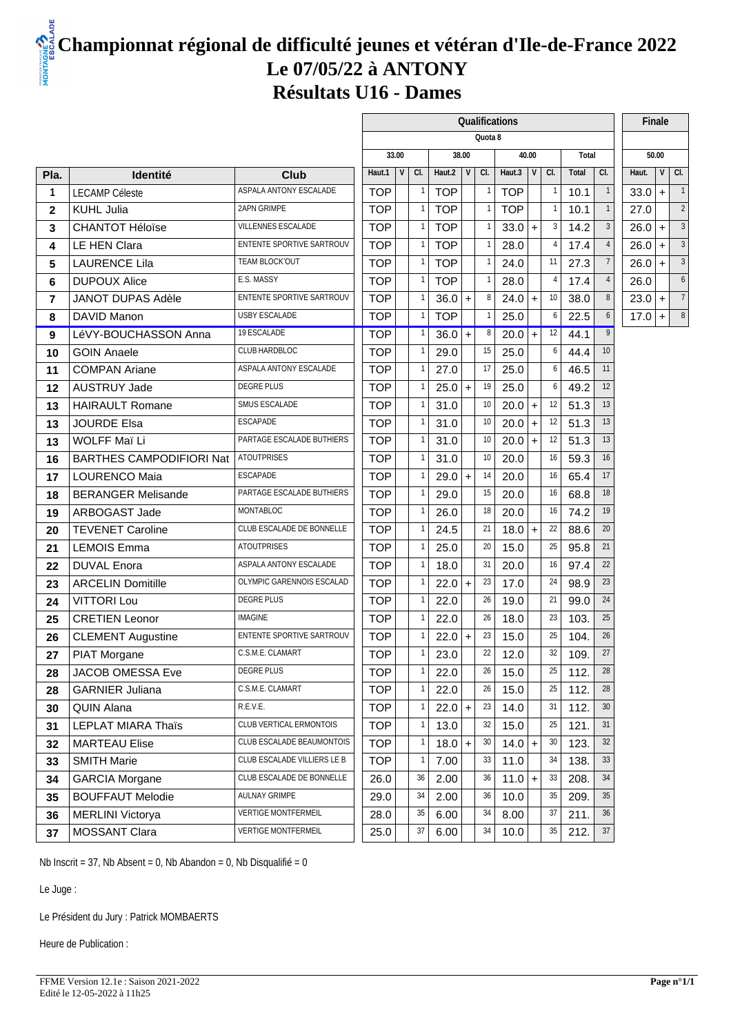# Championnat régional de difficulté jeunes et vétéran d'Ile-de-France 2022

## Le 07/05/22 à ANTONY

## Résultats U16 - Dames

| | | | Qualifications | | | | | | | | | | | Finale | | |
|---|---|---|---|---|---|---|---|---|---|---|---|---|---|---|---|---|
| | | | Quota 8 | | | | | | | | | | | | | |
| | | | 33.00 | | | 38.00 | | | 40.00 | | | Total | | 50.00 | | |
| Pla. | Identité | Club | Haut.1 | V | Cl. | Haut.2 | V | Cl. | Haut.3 | V | Cl. | Total | Cl. | Haut. | V | Cl. |
| 1 | LECAMP Céleste | ASPALA ANTONY ESCALADE | TOP | | 1 | TOP | | 1 | TOP | | 1 | 10.1 | 1 | 33.0 | + | 1 |
| 2 | KUHL Julia | 2APN GRIMPE | TOP | | 1 | TOP | | 1 | TOP | | 1 | 10.1 | 1 | 27.0 | | 2 |
| 3 | CHANTOT Héloïse | VILLENNES ESCALADE | TOP | | 1 | TOP | | 1 | 33.0 | + | 3 | 14.2 | 3 | 26.0 | + | 3 |
| 4 | LE HEN Clara | ENTENTE SPORTIVE SARTROUV | TOP | | 1 | TOP | | 1 | 28.0 | | 4 | 17.4 | 4 | 26.0 | + | 3 |
| 5 | LAURENCE Lila | TEAM BLOCK'OUT | TOP | | 1 | TOP | | 1 | 24.0 | | 11 | 27.3 | 7 | 26.0 | + | 3 |
| 6 | DUPOUX Alice | E.S. MASSY | TOP | | 1 | TOP | | 1 | 28.0 | | 4 | 17.4 | 4 | 26.0 | | 6 |
| 7 | JANOT DUPAS Adèle | ENTENTE SPORTIVE SARTROUV | TOP | | 1 | 36.0 | + | 8 | 24.0 | + | 10 | 38.0 | 8 | 23.0 | + | 7 |
| 8 | DAVID Manon | USBY ESCALADE | TOP | | 1 | TOP | | 1 | 25.0 | | 6 | 22.5 | 6 | 17.0 | + | 8 |
| 9 | LéVY-BOUCHASSON Anna | 19 ESCALADE | TOP | | 1 | 36.0 | + | 8 | 20.0 | + | 12 | 44.1 | 9 | | | |
| 10 | GOIN Anaele | CLUB HARDBLOC | TOP | | 1 | 29.0 | | 15 | 25.0 | | 6 | 44.4 | 10 | | | |
| 11 | COMPAN Ariane | ASPALA ANTONY ESCALADE | TOP | | 1 | 27.0 | | 17 | 25.0 | | 6 | 46.5 | 11 | | | |
| 12 | AUSTRUY Jade | DEGRE PLUS | TOP | | 1 | 25.0 | + | 19 | 25.0 | | 6 | 49.2 | 12 | | | |
| 13 | HAIRAULT Romane | SMUS ESCALADE | TOP | | 1 | 31.0 | | 10 | 20.0 | + | 12 | 51.3 | 13 | | | |
| 13 | JOURDE Elsa | ESCAPADE | TOP | | 1 | 31.0 | | 10 | 20.0 | + | 12 | 51.3 | 13 | | | |
| 13 | WOLFF Maï Li | PARTAGE ESCALADE BUTHIERS | TOP | | 1 | 31.0 | | 10 | 20.0 | + | 12 | 51.3 | 13 | | | |
| 16 | BARTHES CAMPODIFIORI Nat | ATOUTPRISES | TOP | | 1 | 31.0 | | 10 | 20.0 | | 16 | 59.3 | 16 | | | |
| 17 | LOURENCO Maia | ESCAPADE | TOP | | 1 | 29.0 | + | 14 | 20.0 | | 16 | 65.4 | 17 | | | |
| 18 | BERANGER Melisande | PARTAGE ESCALADE BUTHIERS | TOP | | 1 | 29.0 | | 15 | 20.0 | | 16 | 68.8 | 18 | | | |
| 19 | ARBOGAST Jade | MONTABLOC | TOP | | 1 | 26.0 | | 18 | 20.0 | | 16 | 74.2 | 19 | | | |
| 20 | TEVENET Caroline | CLUB ESCALADE DE BONNELLE | TOP | | 1 | 24.5 | | 21 | 18.0 | + | 22 | 88.6 | 20 | | | |
| 21 | LEMOIS Emma | ATOUTPRISES | TOP | | 1 | 25.0 | | 20 | 15.0 | | 25 | 95.8 | 21 | | | |
| 22 | DUVAL Enora | ASPALA ANTONY ESCALADE | TOP | | 1 | 18.0 | | 31 | 20.0 | | 16 | 97.4 | 22 | | | |
| 23 | ARCELIN Domitille | OLYMPIC GARENNOIS ESCALAD | TOP | | 1 | 22.0 | + | 23 | 17.0 | | 24 | 98.9 | 23 | | | |
| 24 | VITTORI Lou | DEGRE PLUS | TOP | | 1 | 22.0 | | 26 | 19.0 | | 21 | 99.0 | 24 | | | |
| 25 | CRETIEN Leonor | IMAGINE | TOP | | 1 | 22.0 | | 26 | 18.0 | | 23 | 103. | 25 | | | |
| 26 | CLEMENT Augustine | ENTENTE SPORTIVE SARTROUV | TOP | | 1 | 22.0 | + | 23 | 15.0 | | 25 | 104. | 26 | | | |
| 27 | PIAT Morgane | C.S.M.E. CLAMART | TOP | | 1 | 23.0 | | 22 | 12.0 | | 32 | 109. | 27 | | | |
| 28 | JACOB OMESSA Eve | DEGRE PLUS | TOP | | 1 | 22.0 | | 26 | 15.0 | | 25 | 112. | 28 | | | |
| 28 | GARNIER Juliana | C.S.M.E. CLAMART | TOP | | 1 | 22.0 | | 26 | 15.0 | | 25 | 112. | 28 | | | |
| 30 | QUIN Alana | R.E.V.E. | TOP | | 1 | 22.0 | + | 23 | 14.0 | | 31 | 112. | 30 | | | |
| 31 | LEPLAT MIARA Thaïs | CLUB VERTICAL ERMONTOIS | TOP | | 1 | 13.0 | | 32 | 15.0 | | 25 | 121. | 31 | | | |
| 32 | MARTEAU Elise | CLUB ESCALADE BEAUMONTOIS | TOP | | 1 | 18.0 | + | 30 | 14.0 | + | 30 | 123. | 32 | | | |
| 33 | SMITH Marie | CLUB ESCALADE VILLIERS LE B | TOP | | 1 | 7.00 | | 33 | 11.0 | | 34 | 138. | 33 | | | |
| 34 | GARCIA Morgane | CLUB ESCALADE DE BONNELLE | 26.0 | | 36 | 2.00 | | 36 | 11.0 | + | 33 | 208. | 34 | | | |
| 35 | BOUFFAUT Melodie | AULNAY GRIMPE | 29.0 | | 34 | 2.00 | | 36 | 10.0 | | 35 | 209. | 35 | | | |
| 36 | MERLINI Victorya | VERTIGE MONTFERMEIL | 28.0 | | 35 | 6.00 | | 34 | 8.00 | | 37 | 211. | 36 | | | |
| 37 | MOSSANT Clara | VERTIGE MONTFERMEIL | 25.0 | | 37 | 6.00 | | 34 | 10.0 | | 35 | 212. | 37 | | | |

Nb Inscrit = 37, Nb Absent = 0, Nb Abandon = 0, Nb Disqualifié = 0

Le Juge :

Le Président du Jury : Patrick MOMBAERTS

Heure de Publication :

FFME Version 12.1e : Saison 2021-2022
Edité le 12-05-2022 à 11h25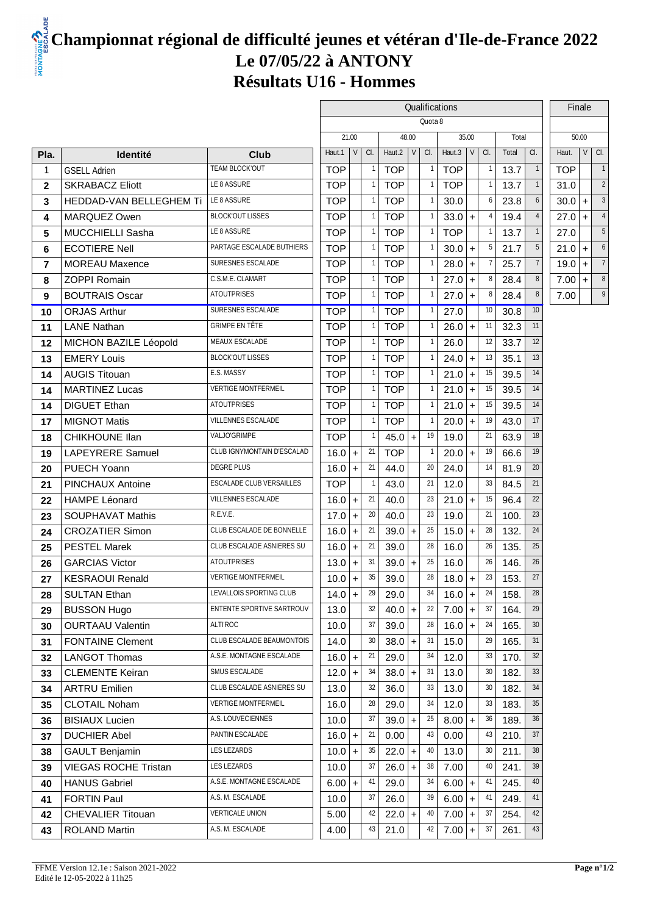# Championnat régional de difficulté jeunes et vétéran d'Ile-de-France 2022

## Le 07/05/22 à ANTONY

## Résultats U16 - Hommes

| | | | Qualifications | | | | | | | | | | | | Finale | | |
|---|---|---|---|---|---|---|---|---|---|---|---|---|---|---|---|---|---|
| | | | Quota 8 | | | | | | | | | | | | | | |
| | | | 21.00 | | | 48.00 | | | 35.00 | | | Total | | | 50.00 | | |
| Pla. | Identité | Club | Haut.1 | V | Cl. | Haut.2 | V | Cl. | Haut.3 | V | Cl. | Total | Cl. | | Haut. | V | Cl. |
| 1 | GSELL Adrien | TEAM BLOCK'OUT | TOP | | 1 | TOP | | 1 | TOP | | 1 | 13.7 | 1 | | TOP | | 1 |
| 2 | SKRABACZ Eliott | LE 8 ASSURE | TOP | | 1 | TOP | | 1 | TOP | | 1 | 13.7 | 1 | | 31.0 | | 2 |
| 3 | HEDDAD-VAN BELLEGHEM Ti | LE 8 ASSURE | TOP | | 1 | TOP | | 1 | 30.0 | | 6 | 23.8 | 6 | | 30.0 | + | 3 |
| 4 | MARQUEZ Owen | BLOCK'OUT LISSES | TOP | | 1 | TOP | | 1 | 33.0 | + | 4 | 19.4 | 4 | | 27.0 | + | 4 |
| 5 | MUCCHIELLI Sasha | LE 8 ASSURE | TOP | | 1 | TOP | | 1 | TOP | | 1 | 13.7 | 1 | | 27.0 | | 5 |
| 6 | ECOTIERE Nell | PARTAGE ESCALADE BUTHIERS | TOP | | 1 | TOP | | 1 | 30.0 | + | 5 | 21.7 | 5 | | 21.0 | + | 6 |
| 7 | MOREAU Maxence | SURESNES ESCALADE | TOP | | 1 | TOP | | 1 | 28.0 | + | 7 | 25.7 | 7 | | 19.0 | + | 7 |
| 8 | ZOPPI Romain | C.S.M.E. CLAMART | TOP | | 1 | TOP | | 1 | 27.0 | + | 8 | 28.4 | 8 | | 7.00 | + | 8 |
| 9 | BOUTRAIS Oscar | ATOUTPRISES | TOP | | 1 | TOP | | 1 | 27.0 | + | 8 | 28.4 | 8 | | 7.00 | | 9 |
| 10 | ORJAS Arthur | SURESNES ESCALADE | TOP | | 1 | TOP | | 1 | 27.0 | | 10 | 30.8 | 10 | | | | |
| 11 | LANE Nathan | GRIMPE EN TÊTE | TOP | | 1 | TOP | | 1 | 26.0 | + | 11 | 32.3 | 11 | | | | |
| 12 | MICHON BAZILE Léopold | MEAUX ESCALADE | TOP | | 1 | TOP | | 1 | 26.0 | | 12 | 33.7 | 12 | | | | |
| 13 | EMERY Louis | BLOCK'OUT LISSES | TOP | | 1 | TOP | | 1 | 24.0 | + | 13 | 35.1 | 13 | | | | |
| 14 | AUGIS Titouan | E.S. MASSY | TOP | | 1 | TOP | | 1 | 21.0 | + | 15 | 39.5 | 14 | | | | |
| 14 | MARTINEZ Lucas | VERTIGE MONTFERMEIL | TOP | | 1 | TOP | | 1 | 21.0 | + | 15 | 39.5 | 14 | | | | |
| 14 | DIGUET Ethan | ATOUTPRISES | TOP | | 1 | TOP | | 1 | 21.0 | + | 15 | 39.5 | 14 | | | | |
| 17 | MIGNOT Matis | VILLENNES ESCALADE | TOP | | 1 | TOP | | 1 | 20.0 | + | 19 | 43.0 | 17 | | | | |
| 18 | CHIKHOUNE Ilan | VALJO'GRIMPE | TOP | | 1 | 45.0 | + | 19 | 19.0 | | 21 | 63.9 | 18 | | | | |
| 19 | LAPEYRERE Samuel | CLUB IGNYMONTAIN D'ESCALAD | 16.0 | + | 21 | TOP | | 1 | 20.0 | + | 19 | 66.6 | 19 | | | | |
| 20 | PUECH Yoann | DEGRE PLUS | 16.0 | + | 21 | 44.0 | | 20 | 24.0 | | 14 | 81.9 | 20 | | | | |
| 21 | PINCHAUX Antoine | ESCALADE CLUB VERSAILLES | TOP | | 1 | 43.0 | | 21 | 12.0 | | 33 | 84.5 | 21 | | | | |
| 22 | HAMPE Léonard | VILLENNES ESCALADE | 16.0 | + | 21 | 40.0 | | 23 | 21.0 | + | 15 | 96.4 | 22 | | | | |
| 23 | SOUPHAVAT Mathis | R.E.V.E. | 17.0 | + | 20 | 40.0 | | 23 | 19.0 | | 21 | 100. | 23 | | | | |
| 24 | CROZATIER Simon | CLUB ESCALADE DE BONNELLE | 16.0 | + | 21 | 39.0 | + | 25 | 15.0 | + | 28 | 132. | 24 | | | | |
| 25 | PESTEL Marek | CLUB ESCALADE ASNIERES SU | 16.0 | + | 21 | 39.0 | | 28 | 16.0 | | 26 | 135. | 25 | | | | |
| 26 | GARCIAS Victor | ATOUTPRISES | 13.0 | + | 31 | 39.0 | + | 25 | 16.0 | | 26 | 146. | 26 | | | | |
| 27 | KESRAOUI Renald | VERTIGE MONTFERMEIL | 10.0 | + | 35 | 39.0 | | 28 | 18.0 | + | 23 | 153. | 27 | | | | |
| 28 | SULTAN Ethan | LEVALLOIS SPORTING CLUB | 14.0 | + | 29 | 29.0 | | 34 | 16.0 | + | 24 | 158. | 28 | | | | |
| 29 | BUSSON Hugo | ENTENTE SPORTIVE SARTROUV | 13.0 | | 32 | 40.0 | + | 22 | 7.00 | + | 37 | 164. | 29 | | | | |
| 30 | OURTAAU Valentin | ALTI'ROC | 10.0 | | 37 | 39.0 | | 28 | 16.0 | + | 24 | 165. | 30 | | | | |
| 31 | FONTAINE Clement | CLUB ESCALADE BEAUMONTOIS | 14.0 | | 30 | 38.0 | + | 31 | 15.0 | | 29 | 165. | 31 | | | | |
| 32 | LANGOT Thomas | A.S.E. MONTAGNE ESCALADE | 16.0 | + | 21 | 29.0 | | 34 | 12.0 | | 33 | 170. | 32 | | | | |
| 33 | CLEMENTE Keiran | SMUS ESCALADE | 12.0 | + | 34 | 38.0 | + | 31 | 13.0 | | 30 | 182. | 33 | | | | |
| 34 | ARTRU Emilien | CLUB ESCALADE ASNIERES SU | 13.0 | | 32 | 36.0 | | 33 | 13.0 | | 30 | 182. | 34 | | | | |
| 35 | CLOTAIL Noham | VERTIGE MONTFERMEIL | 16.0 | | 28 | 29.0 | | 34 | 12.0 | | 33 | 183. | 35 | | | | |
| 36 | BISIAUX Lucien | A.S. LOUVECIENNES | 10.0 | | 37 | 39.0 | + | 25 | 8.00 | + | 36 | 189. | 36 | | | | |
| 37 | DUCHIER Abel | PANTIN ESCALADE | 16.0 | + | 21 | 0.00 | | 43 | 0.00 | | 43 | 210. | 37 | | | | |
| 38 | GAULT Benjamin | LES LEZARDS | 10.0 | + | 35 | 22.0 | + | 40 | 13.0 | | 30 | 211. | 38 | | | | |
| 39 | VIEGAS ROCHE Tristan | LES LEZARDS | 10.0 | | 37 | 26.0 | + | 38 | 7.00 | | 40 | 241. | 39 | | | | |
| 40 | HANUS Gabriel | A.S.E. MONTAGNE ESCALADE | 6.00 | + | 41 | 29.0 | | 34 | 6.00 | + | 41 | 245. | 40 | | | | |
| 41 | FORTIN Paul | A.S. M. ESCALADE | 10.0 | | 37 | 26.0 | | 39 | 6.00 | + | 41 | 249. | 41 | | | | |
| 42 | CHEVALIER Titouan | VERTICALE UNION | 5.00 | | 42 | 22.0 | + | 40 | 7.00 | + | 37 | 254. | 42 | | | | |
| 43 | ROLAND Martin | A.S. M. ESCALADE | 4.00 | | 43 | 21.0 | | 42 | 7.00 | + | 37 | 261. | 43 | | | | |

FFME Version 12.1e : Saison 2021-2022
Edité le 12-05-2022 à 11h25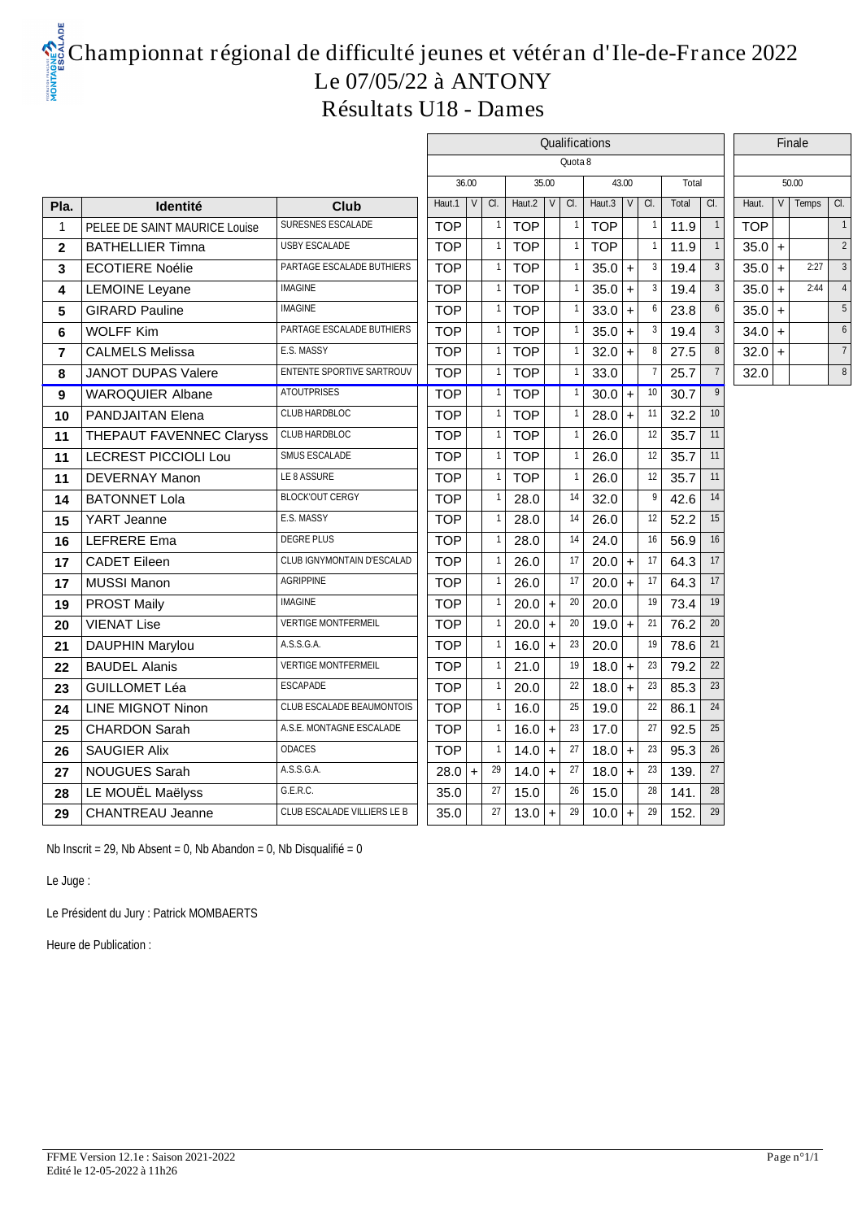# Championnat régional de difficulté jeunes et vétéran d'Ile-de-France 2022

## Le 07/05/22 à ANTONY

## Résultats U18 - Dames

| | | | Qualifications | | | | | | | | | | | | Finale | | | |
|---|---|---|---|---|---|---|---|---|---|---|---|---|---|---|---|---|---|---|
| | | | Quota 8 | | | | | | | | | | | | | | | |
| | | | 36.00 | | | 35.00 | | | 43.00 | | | Total | | | 50.00 | | | |
| Pla. | Identité | Club | Haut.1 | V | Cl. | Haut.2 | V | Cl. | Haut.3 | V | Cl. | Total | Cl. | | Haut. | V | Temps | Cl. |
| 1 | PELEE DE SAINT MAURICE Louise | SURESNES ESCALADE | TOP | | 1 | TOP | | 1 | TOP | | 1 | 11.9 | 1 | | TOP | | | 1 |
| 2 | BATHELLIER Timna | USBY ESCALADE | TOP | | 1 | TOP | | 1 | TOP | | 1 | 11.9 | 1 | | 35.0 | + | | 2 |
| 3 | ECOTIERE Noélie | PARTAGE ESCALADE BUTHIERS | TOP | | 1 | TOP | | 1 | 35.0 | + | 3 | 19.4 | 3 | | 35.0 | + | 2:27 | 3 |
| 4 | LEMOINE Leyane | IMAGINE | TOP | | 1 | TOP | | 1 | 35.0 | + | 3 | 19.4 | 3 | | 35.0 | + | 2:44 | 4 |
| 5 | GIRARD Pauline | IMAGINE | TOP | | 1 | TOP | | 1 | 33.0 | + | 6 | 23.8 | 6 | | 35.0 | + | | 5 |
| 6 | WOLFF Kim | PARTAGE ESCALADE BUTHIERS | TOP | | 1 | TOP | | 1 | 35.0 | + | 3 | 19.4 | 3 | | 34.0 | + | | 6 |
| 7 | CALMELS Melissa | E.S. MASSY | TOP | | 1 | TOP | | 1 | 32.0 | + | 8 | 27.5 | 8 | | 32.0 | + | | 7 |
| 8 | JANOT DUPAS Valere | ENTENTE SPORTIVE SARTROUV | TOP | | 1 | TOP | | 1 | 33.0 | | 7 | 25.7 | 7 | | 32.0 | | | 8 |
| 9 | WAROQUIER Albane | ATOUTPRISES | TOP | | 1 | TOP | | 1 | 30.0 | + | 10 | 30.7 | 9 | | | | | |
| 10 | PANDJAITAN Elena | CLUB HARDBLOC | TOP | | 1 | TOP | | 1 | 28.0 | + | 11 | 32.2 | 10 | | | | | |
| 11 | THEPAUT FAVENNEC Claryss | CLUB HARDBLOC | TOP | | 1 | TOP | | 1 | 26.0 | | 12 | 35.7 | 11 | | | | | |
| 11 | LECREST PICCIOLI Lou | SMUS ESCALADE | TOP | | 1 | TOP | | 1 | 26.0 | | 12 | 35.7 | 11 | | | | | |
| 11 | DEVERNAY Manon | LE 8 ASSURE | TOP | | 1 | TOP | | 1 | 26.0 | | 12 | 35.7 | 11 | | | | | |
| 14 | BATONNET Lola | BLOCK'OUT CERGY | TOP | | 1 | 28.0 | | 14 | 32.0 | | 9 | 42.6 | 14 | | | | | |
| 15 | YART Jeanne | E.S. MASSY | TOP | | 1 | 28.0 | | 14 | 26.0 | | 12 | 52.2 | 15 | | | | | |
| 16 | LEFRERE Ema | DEGRE PLUS | TOP | | 1 | 28.0 | | 14 | 24.0 | | 16 | 56.9 | 16 | | | | | |
| 17 | CADET Eileen | CLUB IGNYMONTAIN D'ESCALAD | TOP | | 1 | 26.0 | | 17 | 20.0 | + | 17 | 64.3 | 17 | | | | | |
| 17 | MUSSI Manon | AGRIPPINE | TOP | | 1 | 26.0 | | 17 | 20.0 | + | 17 | 64.3 | 17 | | | | | |
| 19 | PROST Maily | IMAGINE | TOP | | 1 | 20.0 | + | 20 | 20.0 | | 19 | 73.4 | 19 | | | | | |
| 20 | VIENAT Lise | VERTIGE MONTFERMEIL | TOP | | 1 | 20.0 | + | 20 | 19.0 | + | 21 | 76.2 | 20 | | | | | |
| 21 | DAUPHIN Marylou | A.S.S.G.A. | TOP | | 1 | 16.0 | + | 23 | 20.0 | | 19 | 78.6 | 21 | | | | | |
| 22 | BAUDEL Alanis | VERTIGE MONTFERMEIL | TOP | | 1 | 21.0 | | 19 | 18.0 | + | 23 | 79.2 | 22 | | | | | |
| 23 | GUILLOMET Léa | ESCAPADE | TOP | | 1 | 20.0 | | 22 | 18.0 | + | 23 | 85.3 | 23 | | | | | |
| 24 | LINE MIGNOT Ninon | CLUB ESCALADE BEAUMONTOIS | TOP | | 1 | 16.0 | | 25 | 19.0 | | 22 | 86.1 | 24 | | | | | |
| 25 | CHARDON Sarah | A.S.E. MONTAGNE ESCALADE | TOP | | 1 | 16.0 | + | 23 | 17.0 | | 27 | 92.5 | 25 | | | | | |
| 26 | SAUGIER Alix | ODACES | TOP | | 1 | 14.0 | + | 27 | 18.0 | + | 23 | 95.3 | 26 | | | | | |
| 27 | NOUGUES Sarah | A.S.S.G.A. | 28.0 | + | 29 | 14.0 | + | 27 | 18.0 | + | 23 | 139. | 27 | | | | | |
| 28 | LE MOUËL Maëlyss | G.E.R.C. | 35.0 | | 27 | 15.0 | | 26 | 15.0 | | 28 | 141. | 28 | | | | | |
| 29 | CHANTREAU Jeanne | CLUB ESCALADE VILLIERS LE B | 35.0 | | 27 | 13.0 | + | 29 | 10.0 | + | 29 | 152. | 29 | | | | | |

Nb Inscrit = 29, Nb Absent = 0, Nb Abandon = 0, Nb Disqualifié = 0

Le Juge :

Le Président du Jury : Patrick MOMBAERTS

Heure de Publication :

FFME Version 12.1e : Saison 2021-2022
Edité le 12-05-2022 à 11h26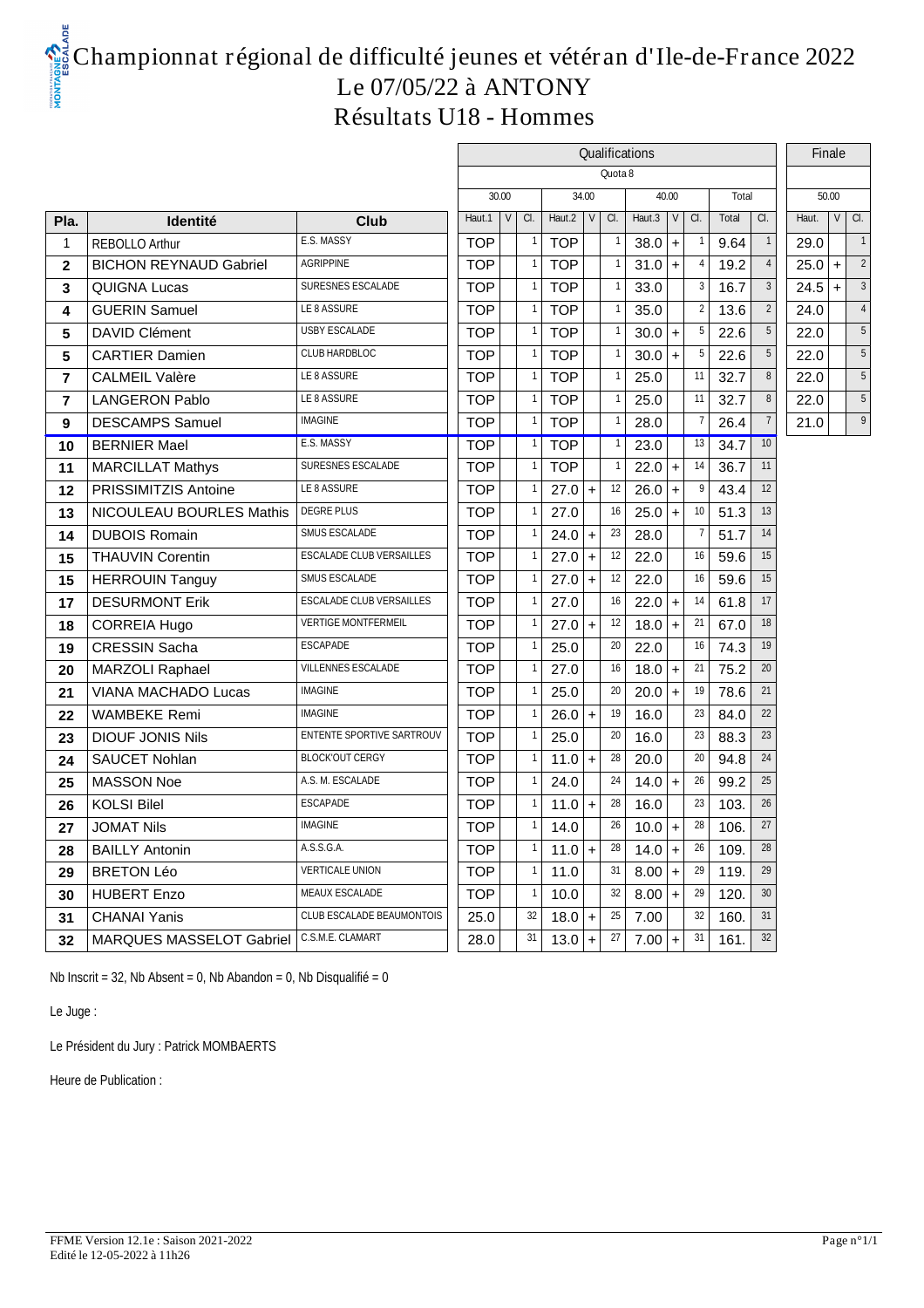# Championnat régional de difficulté jeunes et vétéran d'Ile-de-France 2022

## Le 07/05/22 à ANTONY

## Résultats U18 - Hommes

| | | | Qualifications | | | | | | | | | | | | Finale | | |
|---|---|---|---|---|---|---|---|---|---|---|---|---|---|---|---|---|---|
| | | | Quota 8 | | | | | | | | | | | | | | |
| | | | 30.00 | | | 34.00 | | | 40.00 | | | Total | | | 50.00 | | |
| Pla. | Identité | Club | Haut.1 | V | Cl. | Haut.2 | V | Cl. | Haut.3 | V | Cl. | Total | Cl. | | Haut. | V | Cl. |
| 1 | REBOLLO Arthur | E.S. MASSY | TOP | | 1 | TOP | | 1 | 38.0 | + | 1 | 9.64 | 1 | | 29.0 | | 1 |
| 2 | BICHON REYNAUD Gabriel | AGRIPPINE | TOP | | 1 | TOP | | 1 | 31.0 | + | 4 | 19.2 | 4 | | 25.0 | + | 2 |
| 3 | QUIGNA Lucas | SURESNES ESCALADE | TOP | | 1 | TOP | | 1 | 33.0 | | 3 | 16.7 | 3 | | 24.5 | + | 3 |
| 4 | GUERIN Samuel | LE 8 ASSURE | TOP | | 1 | TOP | | 1 | 35.0 | | 2 | 13.6 | 2 | | 24.0 | | 4 |
| 5 | DAVID Clément | USBY ESCALADE | TOP | | 1 | TOP | | 1 | 30.0 | + | 5 | 22.6 | 5 | | 22.0 | | 5 |
| 5 | CARTIER Damien | CLUB HARDBLOC | TOP | | 1 | TOP | | 1 | 30.0 | + | 5 | 22.6 | 5 | | 22.0 | | 5 |
| 7 | CALMEIL Valère | LE 8 ASSURE | TOP | | 1 | TOP | | 1 | 25.0 | | 11 | 32.7 | 8 | | 22.0 | | 5 |
| 7 | LANGERON Pablo | LE 8 ASSURE | TOP | | 1 | TOP | | 1 | 25.0 | | 11 | 32.7 | 8 | | 22.0 | | 5 |
| 9 | DESCAMPS Samuel | IMAGINE | TOP | | 1 | TOP | | 1 | 28.0 | | 7 | 26.4 | 7 | | 21.0 | | 9 |
| 10 | BERNIER Mael | E.S. MASSY | TOP | | 1 | TOP | | 1 | 23.0 | | 13 | 34.7 | 10 | | | | |
| 11 | MARCILLAT Mathys | SURESNES ESCALADE | TOP | | 1 | TOP | | 1 | 22.0 | + | 14 | 36.7 | 11 | | | | |
| 12 | PRISSIMITZIS Antoine | LE 8 ASSURE | TOP | | 1 | 27.0 | + | 12 | 26.0 | + | 9 | 43.4 | 12 | | | | |
| 13 | NICOULEAU BOURLES Mathis | DEGRE PLUS | TOP | | 1 | 27.0 | | 16 | 25.0 | + | 10 | 51.3 | 13 | | | | |
| 14 | DUBOIS Romain | SMUS ESCALADE | TOP | | 1 | 24.0 | + | 23 | 28.0 | | 7 | 51.7 | 14 | | | | |
| 15 | THAUVIN Corentin | ESCALADE CLUB VERSAILLES | TOP | | 1 | 27.0 | + | 12 | 22.0 | | 16 | 59.6 | 15 | | | | |
| 15 | HERROUIN Tanguy | SMUS ESCALADE | TOP | | 1 | 27.0 | + | 12 | 22.0 | | 16 | 59.6 | 15 | | | | |
| 17 | DESURMONT Erik | ESCALADE CLUB VERSAILLES | TOP | | 1 | 27.0 | | 16 | 22.0 | + | 14 | 61.8 | 17 | | | | |
| 18 | CORREIA Hugo | VERTIGE MONTFERMEIL | TOP | | 1 | 27.0 | + | 12 | 18.0 | + | 21 | 67.0 | 18 | | | | |
| 19 | CRESSIN Sacha | ESCAPADE | TOP | | 1 | 25.0 | | 20 | 22.0 | | 16 | 74.3 | 19 | | | | |
| 20 | MARZOLI Raphael | VILLENNES ESCALADE | TOP | | 1 | 27.0 | | 16 | 18.0 | + | 21 | 75.2 | 20 | | | | |
| 21 | VIANA MACHADO Lucas | IMAGINE | TOP | | 1 | 25.0 | | 20 | 20.0 | + | 19 | 78.6 | 21 | | | | |
| 22 | WAMBEKE Remi | IMAGINE | TOP | | 1 | 26.0 | + | 19 | 16.0 | | 23 | 84.0 | 22 | | | | |
| 23 | DIOUF JONIS Nils | ENTENTE SPORTIVE SARTROUV | TOP | | 1 | 25.0 | | 20 | 16.0 | | 23 | 88.3 | 23 | | | | |
| 24 | SAUCET Nohlan | BLOCK'OUT CERGY | TOP | | 1 | 11.0 | + | 28 | 20.0 | | 20 | 94.8 | 24 | | | | |
| 25 | MASSON Noe | A.S. M. ESCALADE | TOP | | 1 | 24.0 | | 24 | 14.0 | + | 26 | 99.2 | 25 | | | | |
| 26 | KOLSI Bilel | ESCAPADE | TOP | | 1 | 11.0 | + | 28 | 16.0 | | 23 | 103. | 26 | | | | |
| 27 | JOMAT Nils | IMAGINE | TOP | | 1 | 14.0 | | 26 | 10.0 | + | 28 | 106. | 27 | | | | |
| 28 | BAILLY Antonin | A.S.S.G.A. | TOP | | 1 | 11.0 | + | 28 | 14.0 | + | 26 | 109. | 28 | | | | |
| 29 | BRETON Léo | VERTICALE UNION | TOP | | 1 | 11.0 | | 31 | 8.00 | + | 29 | 119. | 29 | | | | |
| 30 | HUBERT Enzo | MEAUX ESCALADE | TOP | | 1 | 10.0 | | 32 | 8.00 | + | 29 | 120. | 30 | | | | |
| 31 | CHANAI Yanis | CLUB ESCALADE BEAUMONTOIS | 25.0 | | 32 | 18.0 | + | 25 | 7.00 | | 32 | 160. | 31 | | | | |
| 32 | MARQUES MASSELOT Gabriel | C.S.M.E. CLAMART | 28.0 | | 31 | 13.0 | + | 27 | 7.00 | + | 31 | 161. | 32 | | | | |

Nb Inscrit = 32, Nb Absent = 0, Nb Abandon = 0, Nb Disqualifié = 0

Le Juge :

Le Président du Jury : Patrick MOMBAERTS

Heure de Publication :

FFME Version 12.1e : Saison 2021-2022
Edité le 12-05-2022 à 11h26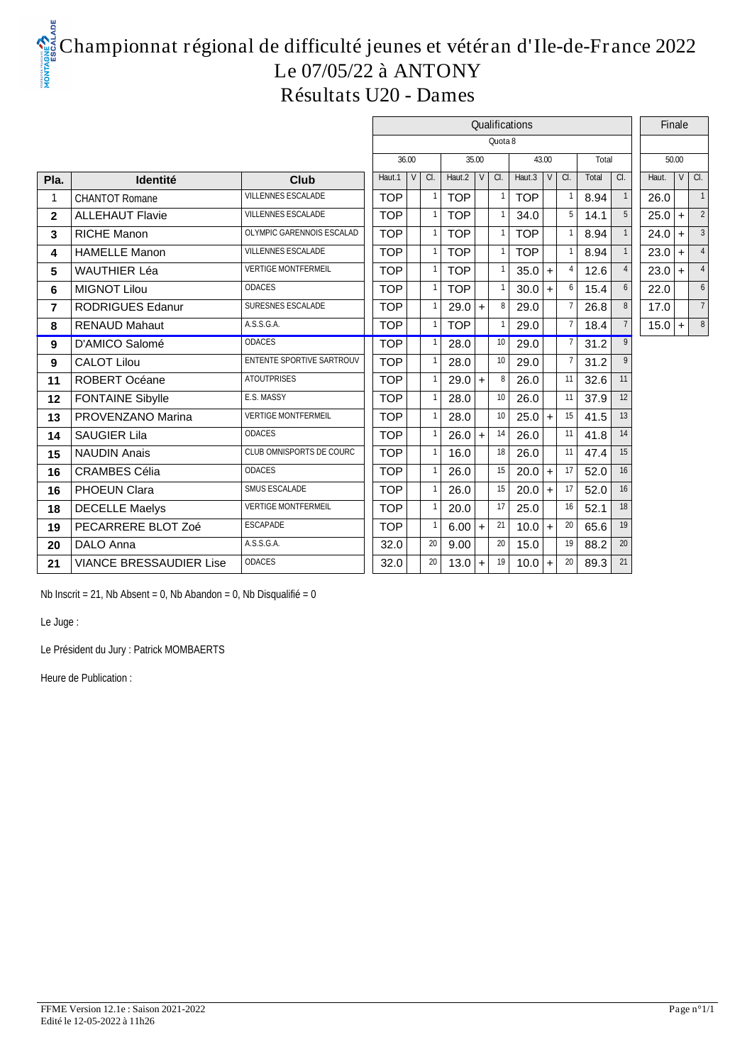# Championnat régional de difficulté jeunes et vétéran d'Ile-de-France 2022

## Le 07/05/22 à ANTONY

## Résultats U20 - Dames

| | | | Qualifications | | | | | | | | | | | Finale | | |
|---|---|---|---|---|---|---|---|---|---|---|---|---|---|---|---|---|
| | | | Quota 8 | | | | | | | | | | | | | |
| | | | 36.00 | | | 35.00 | | | 43.00 | | | Total | | 50.00 | | |
| **Pla.** | **Identité** | **Club** | Haut.1 | V | Cl. | Haut.2 | V | Cl. | Haut.3 | V | Cl. | Total | Cl. | Haut. | V | Cl. |
| 1 | CHANTOT Romane | VILLENNES ESCALADE | TOP | | 1 | TOP | | 1 | TOP | | 1 | 8.94 | 1 | 26.0 | | 1 |
| 2 | ALLEHAUT Flavie | VILLENNES ESCALADE | TOP | | 1 | TOP | | 1 | 34.0 | | 5 | 14.1 | 5 | 25.0 | + | 2 |
| 3 | RICHE Manon | OLYMPIC GARENNOIS ESCALAD | TOP | | 1 | TOP | | 1 | TOP | | 1 | 8.94 | 1 | 24.0 | + | 3 |
| 4 | HAMELLE Manon | VILLENNES ESCALADE | TOP | | 1 | TOP | | 1 | TOP | | 1 | 8.94 | 1 | 23.0 | + | 4 |
| 5 | WAUTHIER Léa | VERTIGE MONTFERMEIL | TOP | | 1 | TOP | | 1 | 35.0 | + | 4 | 12.6 | 4 | 23.0 | + | 4 |
| 6 | MIGNOT Lilou | ODACES | TOP | | 1 | TOP | | 1 | 30.0 | + | 6 | 15.4 | 6 | 22.0 | | 6 |
| 7 | RODRIGUES Edanur | SURESNES ESCALADE | TOP | | 1 | 29.0 | + | 8 | 29.0 | | 7 | 26.8 | 8 | 17.0 | | 7 |
| 8 | RENAUD Mahaut | A.S.S.G.A. | TOP | | 1 | TOP | | 1 | 29.0 | | 7 | 18.4 | 7 | 15.0 | + | 8 |
| 9 | D'AMICO Salomé | ODACES | TOP | | 1 | 28.0 | | 10 | 29.0 | | 7 | 31.2 | 9 | | | |
| 9 | CALOT Lilou | ENTENTE SPORTIVE SARTROUV | TOP | | 1 | 28.0 | | 10 | 29.0 | | 7 | 31.2 | 9 | | | |
| 11 | ROBERT Océane | ATOUTPRISES | TOP | | 1 | 29.0 | + | 8 | 26.0 | | 11 | 32.6 | 11 | | | |
| 12 | FONTAINE Sibylle | E.S. MASSY | TOP | | 1 | 28.0 | | 10 | 26.0 | | 11 | 37.9 | 12 | | | |
| 13 | PROVENZANO Marina | VERTIGE MONTFERMEIL | TOP | | 1 | 28.0 | | 10 | 25.0 | + | 15 | 41.5 | 13 | | | |
| 14 | SAUGIER Lila | ODACES | TOP | | 1 | 26.0 | + | 14 | 26.0 | | 11 | 41.8 | 14 | | | |
| 15 | NAUDIN Anais | CLUB OMNISPORTS DE COURC | TOP | | 1 | 16.0 | | 18 | 26.0 | | 11 | 47.4 | 15 | | | |
| 16 | CRAMBES Célia | ODACES | TOP | | 1 | 26.0 | | 15 | 20.0 | + | 17 | 52.0 | 16 | | | |
| 16 | PHOEUN Clara | SMUS ESCALADE | TOP | | 1 | 26.0 | | 15 | 20.0 | + | 17 | 52.0 | 16 | | | |
| 18 | DECELLE Maelys | VERTIGE MONTFERMEIL | TOP | | 1 | 20.0 | | 17 | 25.0 | | 16 | 52.1 | 18 | | | |
| 19 | PECARRERE BLOT Zoé | ESCAPADE | TOP | | 1 | 6.00 | + | 21 | 10.0 | + | 20 | 65.6 | 19 | | | |
| 20 | DALO Anna | A.S.S.G.A. | 32.0 | | 20 | 9.00 | | 20 | 15.0 | | 19 | 88.2 | 20 | | | |
| 21 | VIANCE BRESSAUDIER Lise | ODACES | 32.0 | | 20 | 13.0 | + | 19 | 10.0 | + | 20 | 89.3 | 21 | | | |

Nb Inscrit = 21, Nb Absent = 0, Nb Abandon = 0, Nb Disqualifié = 0

Le Juge :

Le Président du Jury : Patrick MOMBAERTS

Heure de Publication :

FFME Version 12.1e : Saison 2021-2022
Edité le 12-05-2022 à 11h26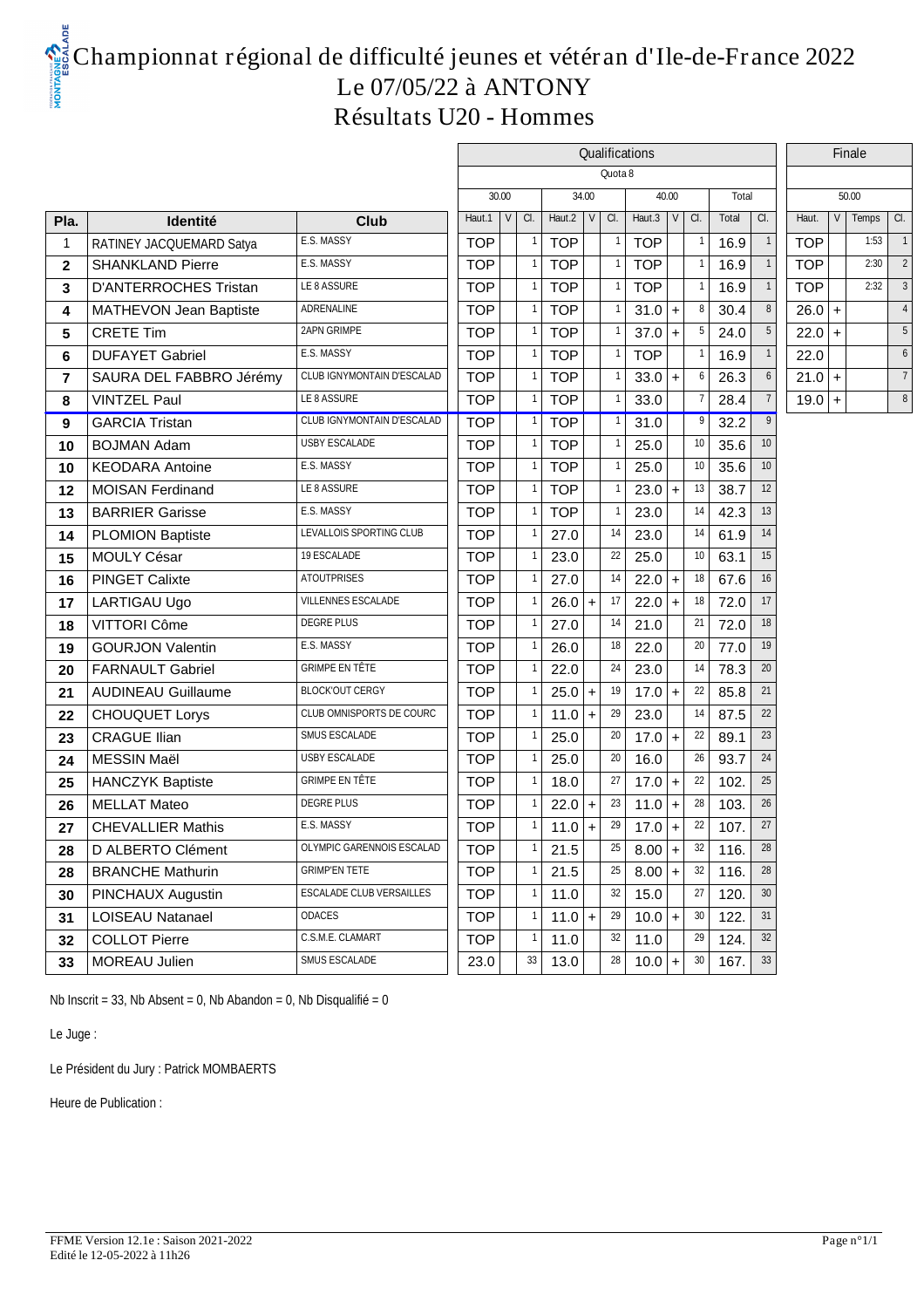# Championnat régional de difficulté jeunes et vétéran d'Ile-de-France 2022

## Le 07/05/22 à ANTONY

## Résultats U20 - Hommes

| | | | Qualifications | | | | | | | | | | | | Finale | | | |
|---|---|---|---|---|---|---|---|---|---|---|---|---|---|---|---|---|---|---|
| | | | Quota 8 | | | | | | | | | | | | | | | |
| | | | 30.00 | | | 34.00 | | | 40.00 | | | Total | | | 50.00 | | | |
| Pla. | Identité | Club | Haut.1 | V | Cl. | Haut.2 | V | Cl. | Haut.3 | V | Cl. | Total | Cl. | | Haut. | V | Temps | Cl. |
| 1 | RATINEY JACQUEMARD Satya | E.S. MASSY | TOP | | 1 | TOP | | 1 | TOP | | 1 | 16.9 | 1 | | TOP | | 1:53 | 1 |
| 2 | SHANKLAND Pierre | E.S. MASSY | TOP | | 1 | TOP | | 1 | TOP | | 1 | 16.9 | 1 | | TOP | | 2:30 | 2 |
| 3 | D'ANTERROCHES Tristan | LE 8 ASSURE | TOP | | 1 | TOP | | 1 | TOP | | 1 | 16.9 | 1 | | TOP | | 2:32 | 3 |
| 4 | MATHEVON Jean Baptiste | ADRENALINE | TOP | | 1 | TOP | | 1 | 31.0 | + | 8 | 30.4 | 8 | | 26.0 | + | | 4 |
| 5 | CRETE Tim | 2APN GRIMPE | TOP | | 1 | TOP | | 1 | 37.0 | + | 5 | 24.0 | 5 | | 22.0 | + | | 5 |
| 6 | DUFAYET Gabriel | E.S. MASSY | TOP | | 1 | TOP | | 1 | TOP | | 1 | 16.9 | 1 | | 22.0 | | | 6 |
| 7 | SAURA DEL FABBRO Jérémy | CLUB IGNYMONTAIN D'ESCALAD | TOP | | 1 | TOP | | 1 | 33.0 | + | 6 | 26.3 | 6 | | 21.0 | + | | 7 |
| 8 | VINTZEL Paul | LE 8 ASSURE | TOP | | 1 | TOP | | 1 | 33.0 | | 7 | 28.4 | 7 | | 19.0 | + | | 8 |
| 9 | GARCIA Tristan | CLUB IGNYMONTAIN D'ESCALAD | TOP | | 1 | TOP | | 1 | 31.0 | | 9 | 32.2 | 9 | | | | | |
| 10 | BOJMAN Adam | USBY ESCALADE | TOP | | 1 | TOP | | 1 | 25.0 | | 10 | 35.6 | 10 | | | | | |
| 10 | KEODARA Antoine | E.S. MASSY | TOP | | 1 | TOP | | 1 | 25.0 | | 10 | 35.6 | 10 | | | | | |
| 12 | MOISAN Ferdinand | LE 8 ASSURE | TOP | | 1 | TOP | | 1 | 23.0 | + | 13 | 38.7 | 12 | | | | | |
| 13 | BARRIER Garisse | E.S. MASSY | TOP | | 1 | TOP | | 1 | 23.0 | | 14 | 42.3 | 13 | | | | | |
| 14 | PLOMION Baptiste | LEVALLOIS SPORTING CLUB | TOP | | 1 | 27.0 | | 14 | 23.0 | | 14 | 61.9 | 14 | | | | | |
| 15 | MOULY César | 19 ESCALADE | TOP | | 1 | 23.0 | | 22 | 25.0 | | 10 | 63.1 | 15 | | | | | |
| 16 | PINGET Calixte | ATOUTPRISES | TOP | | 1 | 27.0 | | 14 | 22.0 | + | 18 | 67.6 | 16 | | | | | |
| 17 | LARTIGAU Ugo | VILLENNES ESCALADE | TOP | | 1 | 26.0 | + | 17 | 22.0 | + | 18 | 72.0 | 17 | | | | | |
| 18 | VITTORI Côme | DEGRE PLUS | TOP | | 1 | 27.0 | | 14 | 21.0 | | 21 | 72.0 | 18 | | | | | |
| 19 | GOURJON Valentin | E.S. MASSY | TOP | | 1 | 26.0 | | 18 | 22.0 | | 20 | 77.0 | 19 | | | | | |
| 20 | FARNAULT Gabriel | GRIMPE EN TÊTE | TOP | | 1 | 22.0 | | 24 | 23.0 | | 14 | 78.3 | 20 | | | | | |
| 21 | AUDINEAU Guillaume | BLOCK'OUT CERGY | TOP | | 1 | 25.0 | + | 19 | 17.0 | + | 22 | 85.8 | 21 | | | | | |
| 22 | CHOUQUET Lorys | CLUB OMNISPORTS DE COURC | TOP | | 1 | 11.0 | + | 29 | 23.0 | | 14 | 87.5 | 22 | | | | | |
| 23 | CRAGUE Ilian | SMUS ESCALADE | TOP | | 1 | 25.0 | | 20 | 17.0 | + | 22 | 89.1 | 23 | | | | | |
| 24 | MESSIN Maël | USBY ESCALADE | TOP | | 1 | 25.0 | | 20 | 16.0 | | 26 | 93.7 | 24 | | | | | |
| 25 | HANCZYK Baptiste | GRIMPE EN TÊTE | TOP | | 1 | 18.0 | | 27 | 17.0 | + | 22 | 102. | 25 | | | | | |
| 26 | MELLAT Mateo | DEGRE PLUS | TOP | | 1 | 22.0 | + | 23 | 11.0 | + | 28 | 103. | 26 | | | | | |
| 27 | CHEVALLIER Mathis | E.S. MASSY | TOP | | 1 | 11.0 | + | 29 | 17.0 | + | 22 | 107. | 27 | | | | | |
| 28 | D ALBERTO Clément | OLYMPIC GARENNOIS ESCALAD | TOP | | 1 | 21.5 | | 25 | 8.00 | + | 32 | 116. | 28 | | | | | |
| 28 | BRANCHE Mathurin | GRIMP'EN TETE | TOP | | 1 | 21.5 | | 25 | 8.00 | + | 32 | 116. | 28 | | | | | |
| 30 | PINCHAUX Augustin | ESCALADE CLUB VERSAILLES | TOP | | 1 | 11.0 | | 32 | 15.0 | | 27 | 120. | 30 | | | | | |
| 31 | LOISEAU Natanael | ODACES | TOP | | 1 | 11.0 | + | 29 | 10.0 | + | 30 | 122. | 31 | | | | | |
| 32 | COLLOT Pierre | C.S.M.E. CLAMART | TOP | | 1 | 11.0 | | 32 | 11.0 | | 29 | 124. | 32 | | | | | |
| 33 | MOREAU Julien | SMUS ESCALADE | 23.0 | | 33 | 13.0 | | 28 | 10.0 | + | 30 | 167. | 33 | | | | | |

Nb Inscrit = 33, Nb Absent = 0, Nb Abandon = 0, Nb Disqualifié = 0

Le Juge :

Le Président du Jury : Patrick MOMBAERTS

Heure de Publication :

FFME Version 12.1e : Saison 2021-2022
Edité le 12-05-2022 à 11h26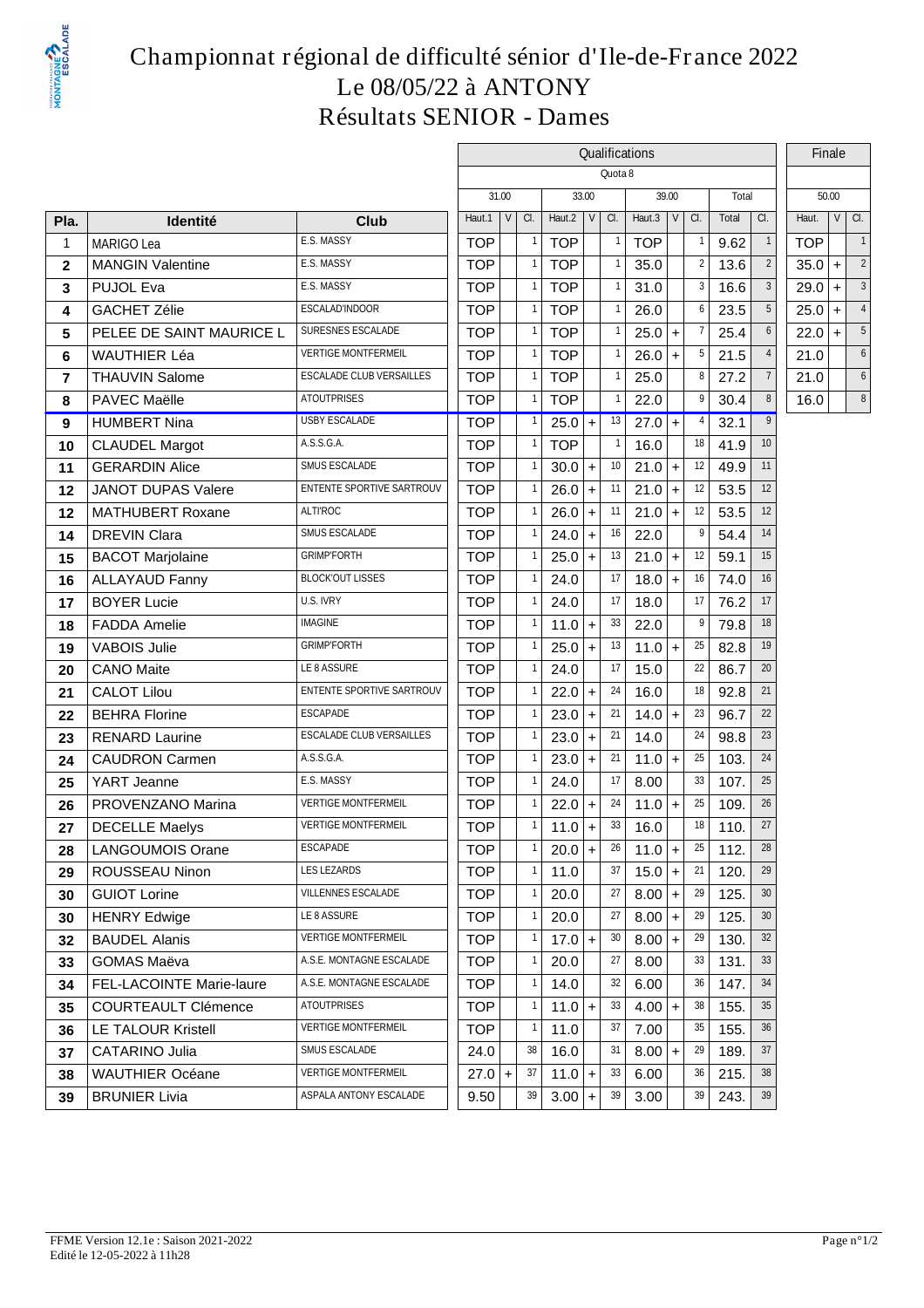# Championnat régional de difficulté sénior d'Ile-de-France 2022

## Le 08/05/22 à ANTONY

## Résultats SENIOR - Dames

| | | | Qualifications | | | | | | | | | | | Finale | | |
|---|---|---|---|---|---|---|---|---|---|---|---|---|---|---|---|---|
| | | | Quota 8 | | | | | | | | | | | | | |
| | | | 31.00 | | | 33.00 | | | 39.00 | | | Total | | 50.00 | | |
| Pla. | Identité | Club | Haut.1 | V | Cl. | Haut.2 | V | Cl. | Haut.3 | V | Cl. | Total | Cl. | Haut. | V | Cl. |
| 1 | MARIGO Lea | E.S. MASSY | TOP | | 1 | TOP | | 1 | TOP | | 1 | 9.62 | 1 | TOP | | 1 |
| 2 | MANGIN Valentine | E.S. MASSY | TOP | | 1 | TOP | | 1 | 35.0 | | 2 | 13.6 | 2 | 35.0 | + | 2 |
| 3 | PUJOL Eva | E.S. MASSY | TOP | | 1 | TOP | | 1 | 31.0 | | 3 | 16.6 | 3 | 29.0 | + | 3 |
| 4 | GACHET Zélie | ESCALAD'INDOOR | TOP | | 1 | TOP | | 1 | 26.0 | | 6 | 23.5 | 5 | 25.0 | + | 4 |
| 5 | PELEE DE SAINT MAURICE L | SURESNES ESCALADE | TOP | | 1 | TOP | | 1 | 25.0 | + | 7 | 25.4 | 6 | 22.0 | + | 5 |
| 6 | WAUTHIER Léa | VERTIGE MONTFERMEIL | TOP | | 1 | TOP | | 1 | 26.0 | + | 5 | 21.5 | 4 | 21.0 | | 6 |
| 7 | THAUVIN Salome | ESCALADE CLUB VERSAILLES | TOP | | 1 | TOP | | 1 | 25.0 | | 8 | 27.2 | 7 | 21.0 | | 6 |
| 8 | PAVEC Maëlle | ATOUTPRISES | TOP | | 1 | TOP | | 1 | 22.0 | | 9 | 30.4 | 8 | 16.0 | | 8 |
| 9 | HUMBERT Nina | USBY ESCALADE | TOP | | 1 | 25.0 | + | 13 | 27.0 | + | 4 | 32.1 | 9 | | | |
| 10 | CLAUDEL Margot | A.S.S.G.A. | TOP | | 1 | TOP | | 1 | 16.0 | | 18 | 41.9 | 10 | | | |
| 11 | GERARDIN Alice | SMUS ESCALADE | TOP | | 1 | 30.0 | + | 10 | 21.0 | + | 12 | 49.9 | 11 | | | |
| 12 | JANOT DUPAS Valere | ENTENTE SPORTIVE SARTROUV | TOP | | 1 | 26.0 | + | 11 | 21.0 | + | 12 | 53.5 | 12 | | | |
| 12 | MATHUBERT Roxane | ALTI'ROC | TOP | | 1 | 26.0 | + | 11 | 21.0 | + | 12 | 53.5 | 12 | | | |
| 14 | DREVIN Clara | SMUS ESCALADE | TOP | | 1 | 24.0 | + | 16 | 22.0 | | 9 | 54.4 | 14 | | | |
| 15 | BACOT Marjolaine | GRIMP'FORTH | TOP | | 1 | 25.0 | + | 13 | 21.0 | + | 12 | 59.1 | 15 | | | |
| 16 | ALLAYAUD Fanny | BLOCK'OUT LISSES | TOP | | 1 | 24.0 | | 17 | 18.0 | + | 16 | 74.0 | 16 | | | |
| 17 | BOYER Lucie | U.S. IVRY | TOP | | 1 | 24.0 | | 17 | 18.0 | | 17 | 76.2 | 17 | | | |
| 18 | FADDA Amelie | IMAGINE | TOP | | 1 | 11.0 | + | 33 | 22.0 | | 9 | 79.8 | 18 | | | |
| 19 | VABOIS Julie | GRIMP'FORTH | TOP | | 1 | 25.0 | + | 13 | 11.0 | + | 25 | 82.8 | 19 | | | |
| 20 | CANO Maite | LE 8 ASSURE | TOP | | 1 | 24.0 | | 17 | 15.0 | | 22 | 86.7 | 20 | | | |
| 21 | CALOT Lilou | ENTENTE SPORTIVE SARTROUV | TOP | | 1 | 22.0 | + | 24 | 16.0 | | 18 | 92.8 | 21 | | | |
| 22 | BEHRA Florine | ESCAPADE | TOP | | 1 | 23.0 | + | 21 | 14.0 | + | 23 | 96.7 | 22 | | | |
| 23 | RENARD Laurine | ESCALADE CLUB VERSAILLES | TOP | | 1 | 23.0 | + | 21 | 14.0 | | 24 | 98.8 | 23 | | | |
| 24 | CAUDRON Carmen | A.S.S.G.A. | TOP | | 1 | 23.0 | + | 21 | 11.0 | + | 25 | 103. | 24 | | | |
| 25 | YART Jeanne | E.S. MASSY | TOP | | 1 | 24.0 | | 17 | 8.00 | | 33 | 107. | 25 | | | |
| 26 | PROVENZANO Marina | VERTIGE MONTFERMEIL | TOP | | 1 | 22.0 | + | 24 | 11.0 | + | 25 | 109. | 26 | | | |
| 27 | DECELLE Maelys | VERTIGE MONTFERMEIL | TOP | | 1 | 11.0 | + | 33 | 16.0 | | 18 | 110. | 27 | | | |
| 28 | LANGOUMOIS Orane | ESCAPADE | TOP | | 1 | 20.0 | + | 26 | 11.0 | + | 25 | 112. | 28 | | | |
| 29 | ROUSSEAU Ninon | LES LEZARDS | TOP | | 1 | 11.0 | | 37 | 15.0 | + | 21 | 120. | 29 | | | |
| 30 | GUIOT Lorine | VILLENNES ESCALADE | TOP | | 1 | 20.0 | | 27 | 8.00 | + | 29 | 125. | 30 | | | |
| 30 | HENRY Edwige | LE 8 ASSURE | TOP | | 1 | 20.0 | | 27 | 8.00 | + | 29 | 125. | 30 | | | |
| 32 | BAUDEL Alanis | VERTIGE MONTFERMEIL | TOP | | 1 | 17.0 | + | 30 | 8.00 | + | 29 | 130. | 32 | | | |
| 33 | GOMAS Maëva | A.S.E. MONTAGNE ESCALADE | TOP | | 1 | 20.0 | | 27 | 8.00 | | 33 | 131. | 33 | | | |
| 34 | FEL-LACOINTE Marie-laure | A.S.E. MONTAGNE ESCALADE | TOP | | 1 | 14.0 | | 32 | 6.00 | | 36 | 147. | 34 | | | |
| 35 | COURTEAULT Clémence | ATOUTPRISES | TOP | | 1 | 11.0 | + | 33 | 4.00 | + | 38 | 155. | 35 | | | |
| 36 | LE TALOUR Kristell | VERTIGE MONTFERMEIL | TOP | | 1 | 11.0 | | 37 | 7.00 | | 35 | 155. | 36 | | | |
| 37 | CATARINO Julia | SMUS ESCALADE | 24.0 | | 38 | 16.0 | | 31 | 8.00 | + | 29 | 189. | 37 | | | |
| 38 | WAUTHIER Océane | VERTIGE MONTFERMEIL | 27.0 | + | 37 | 11.0 | + | 33 | 6.00 | | 36 | 215. | 38 | | | |
| 39 | BRUNIER Livia | ASPALA ANTONY ESCALADE | 9.50 | | 39 | 3.00 | + | 39 | 3.00 | | 39 | 243. | 39 | | | |

FFME Version 12.1e : Saison 2021-2022
Edité le 12-05-2022 à 11h28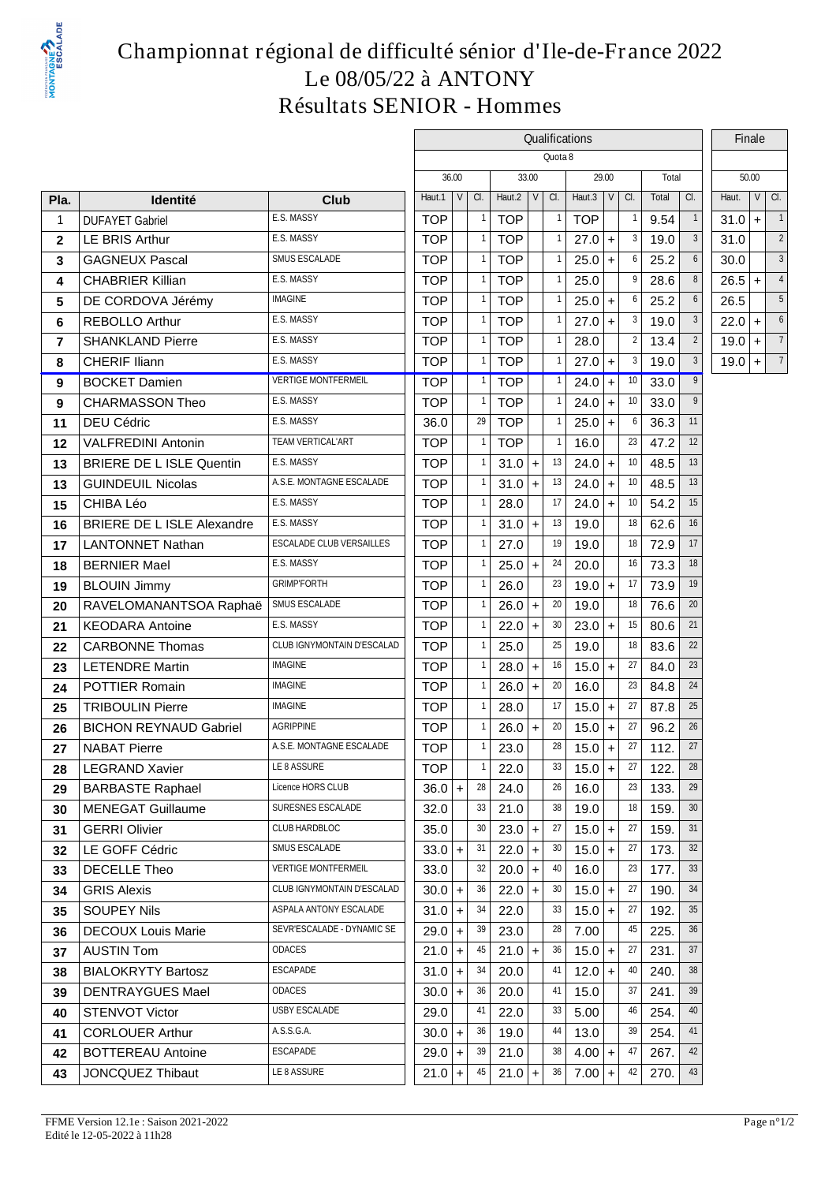# Championnat régional de difficulté sénior d'Ile-de-France 2022

## Le 08/05/22 à ANTONY

## Résultats SENIOR - Hommes

| | | | Qualifications | | | | | | | | | | | | Finale | | |
|---|---|---|---|---|---|---|---|---|---|---|---|---|---|---|---|---|---|
| | | | Quota 8 | | | | | | | | | | | | | | |
| | | | 36.00 | | | 33.00 | | | 29.00 | | | Total | | | 50.00 | | |
| Pla. | Identité | Club | Haut.1 | V | Cl. | Haut.2 | V | Cl. | Haut.3 | V | Cl. | Total | Cl. | | Haut. | V | Cl. |
| 1 | DUFAYET Gabriel | E.S. MASSY | TOP | | 1 | TOP | | 1 | TOP | | 1 | 9.54 | 1 | | 31.0 | + | 1 |
| 2 | LE BRIS Arthur | E.S. MASSY | TOP | | 1 | TOP | | 1 | 27.0 | + | 3 | 19.0 | 3 | | 31.0 | | 2 |
| 3 | GAGNEUX Pascal | SMUS ESCALADE | TOP | | 1 | TOP | | 1 | 25.0 | + | 6 | 25.2 | 6 | | 30.0 | | 3 |
| 4 | CHABRIER Killian | E.S. MASSY | TOP | | 1 | TOP | | 1 | 25.0 | | 9 | 28.6 | 8 | | 26.5 | + | 4 |
| 5 | DE CORDOVA Jérémy | IMAGINE | TOP | | 1 | TOP | | 1 | 25.0 | + | 6 | 25.2 | 6 | | 26.5 | | 5 |
| 6 | REBOLLO Arthur | E.S. MASSY | TOP | | 1 | TOP | | 1 | 27.0 | + | 3 | 19.0 | 3 | | 22.0 | + | 6 |
| 7 | SHANKLAND Pierre | E.S. MASSY | TOP | | 1 | TOP | | 1 | 28.0 | | 2 | 13.4 | 2 | | 19.0 | + | 7 |
| 8 | CHERIF Iliann | E.S. MASSY | TOP | | 1 | TOP | | 1 | 27.0 | + | 3 | 19.0 | 3 | | 19.0 | + | 7 |
| 9 | BOCKET Damien | VERTIGE MONTFERMEIL | TOP | | 1 | TOP | | 1 | 24.0 | + | 10 | 33.0 | 9 | | | | |
| 9 | CHARMASSON Theo | E.S. MASSY | TOP | | 1 | TOP | | 1 | 24.0 | + | 10 | 33.0 | 9 | | | | |
| 11 | DEU Cédric | E.S. MASSY | 36.0 | | 29 | TOP | | 1 | 25.0 | + | 6 | 36.3 | 11 | | | | |
| 12 | VALFREDINI Antonin | TEAM VERTICAL'ART | TOP | | 1 | TOP | | 1 | 16.0 | | 23 | 47.2 | 12 | | | | |
| 13 | BRIERE DE L ISLE Quentin | E.S. MASSY | TOP | | 1 | 31.0 | + | 13 | 24.0 | + | 10 | 48.5 | 13 | | | | |
| 13 | GUINDEUIL Nicolas | A.S.E. MONTAGNE ESCALADE | TOP | | 1 | 31.0 | + | 13 | 24.0 | + | 10 | 48.5 | 13 | | | | |
| 15 | CHIBA Léo | E.S. MASSY | TOP | | 1 | 28.0 | | 17 | 24.0 | + | 10 | 54.2 | 15 | | | | |
| 16 | BRIERE DE L ISLE Alexandre | E.S. MASSY | TOP | | 1 | 31.0 | + | 13 | 19.0 | | 18 | 62.6 | 16 | | | | |
| 17 | LANTONNET Nathan | ESCALADE CLUB VERSAILLES | TOP | | 1 | 27.0 | | 19 | 19.0 | | 18 | 72.9 | 17 | | | | |
| 18 | BERNIER Mael | E.S. MASSY | TOP | | 1 | 25.0 | + | 24 | 20.0 | | 16 | 73.3 | 18 | | | | |
| 19 | BLOUIN Jimmy | GRIMP'FORTH | TOP | | 1 | 26.0 | | 23 | 19.0 | + | 17 | 73.9 | 19 | | | | |
| 20 | RAVELOMANANTSOA Raphaë | SMUS ESCALADE | TOP | | 1 | 26.0 | + | 20 | 19.0 | | 18 | 76.6 | 20 | | | | |
| 21 | KEODARA Antoine | E.S. MASSY | TOP | | 1 | 22.0 | + | 30 | 23.0 | + | 15 | 80.6 | 21 | | | | |
| 22 | CARBONNE Thomas | CLUB IGNYMONTAIN D'ESCALAD | TOP | | 1 | 25.0 | | 25 | 19.0 | | 18 | 83.6 | 22 | | | | |
| 23 | LETENDRE Martin | IMAGINE | TOP | | 1 | 28.0 | + | 16 | 15.0 | + | 27 | 84.0 | 23 | | | | |
| 24 | POTTIER Romain | IMAGINE | TOP | | 1 | 26.0 | + | 20 | 16.0 | | 23 | 84.8 | 24 | | | | |
| 25 | TRIBOULIN Pierre | IMAGINE | TOP | | 1 | 28.0 | | 17 | 15.0 | + | 27 | 87.8 | 25 | | | | |
| 26 | BICHON REYNAUD Gabriel | AGRIPPINE | TOP | | 1 | 26.0 | + | 20 | 15.0 | + | 27 | 96.2 | 26 | | | | |
| 27 | NABAT Pierre | A.S.E. MONTAGNE ESCALADE | TOP | | 1 | 23.0 | | 28 | 15.0 | + | 27 | 112. | 27 | | | | |
| 28 | LEGRAND Xavier | LE 8 ASSURE | TOP | | 1 | 22.0 | | 33 | 15.0 | + | 27 | 122. | 28 | | | | |
| 29 | BARBASTE Raphael | Licence HORS CLUB | 36.0 | + | 28 | 24.0 | | 26 | 16.0 | | 23 | 133. | 29 | | | | |
| 30 | MENEGAT Guillaume | SURESNES ESCALADE | 32.0 | | 33 | 21.0 | | 38 | 19.0 | | 18 | 159. | 30 | | | | |
| 31 | GERRI Olivier | CLUB HARDBLOC | 35.0 | | 30 | 23.0 | + | 27 | 15.0 | + | 27 | 159. | 31 | | | | |
| 32 | LE GOFF Cédric | SMUS ESCALADE | 33.0 | + | 31 | 22.0 | + | 30 | 15.0 | + | 27 | 173. | 32 | | | | |
| 33 | DECELLE Theo | VERTIGE MONTFERMEIL | 33.0 | | 32 | 20.0 | + | 40 | 16.0 | | 23 | 177. | 33 | | | | |
| 34 | GRIS Alexis | CLUB IGNYMONTAIN D'ESCALAD | 30.0 | + | 36 | 22.0 | + | 30 | 15.0 | + | 27 | 190. | 34 | | | | |
| 35 | SOUPEY Nils | ASPALA ANTONY ESCALADE | 31.0 | + | 34 | 22.0 | | 33 | 15.0 | + | 27 | 192. | 35 | | | | |
| 36 | DECOUX Louis Marie | SEVR'ESCALADE - DYNAMIC SE | 29.0 | + | 39 | 23.0 | | 28 | 7.00 | | 45 | 225. | 36 | | | | |
| 37 | AUSTIN Tom | ODACES | 21.0 | + | 45 | 21.0 | + | 36 | 15.0 | + | 27 | 231. | 37 | | | | |
| 38 | BIALOKRYTY Bartosz | ESCAPADE | 31.0 | + | 34 | 20.0 | | 41 | 12.0 | + | 40 | 240. | 38 | | | | |
| 39 | DENTRAYGUES Mael | ODACES | 30.0 | + | 36 | 20.0 | | 41 | 15.0 | | 37 | 241. | 39 | | | | |
| 40 | STENVOT Victor | USBY ESCALADE | 29.0 | | 41 | 22.0 | | 33 | 5.00 | | 46 | 254. | 40 | | | | |
| 41 | CORLOUER Arthur | A.S.S.G.A. | 30.0 | + | 36 | 19.0 | | 44 | 13.0 | | 39 | 254. | 41 | | | | |
| 42 | BOTTEREAU Antoine | ESCAPADE | 29.0 | + | 39 | 21.0 | | 38 | 4.00 | + | 47 | 267. | 42 | | | | |
| 43 | JONCQUEZ Thibaut | LE 8 ASSURE | 21.0 | + | 45 | 21.0 | + | 36 | 7.00 | + | 42 | 270. | 43 | | | | |

FFME Version 12.1e : Saison 2021-2022
Edité le 12-05-2022 à 11h28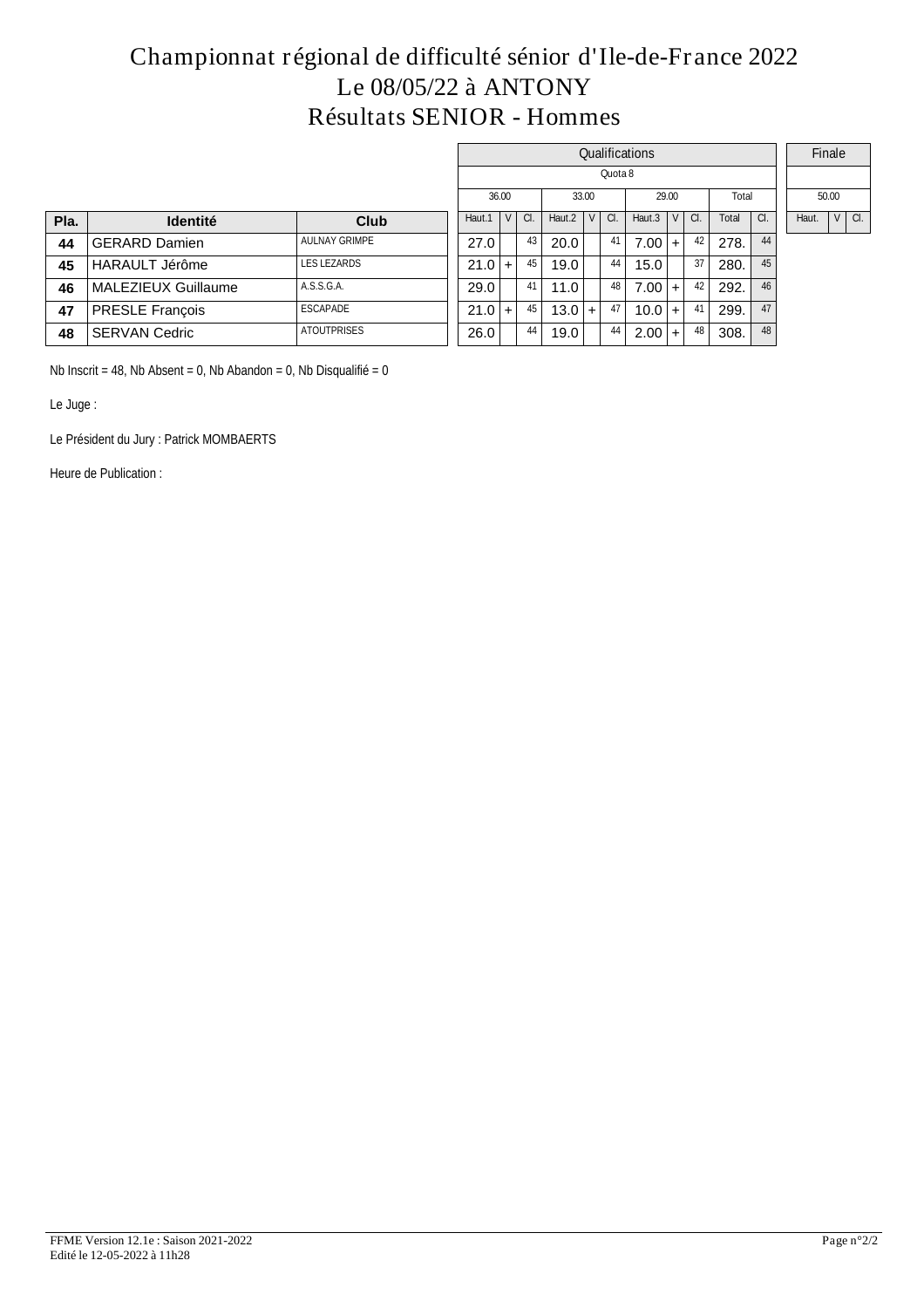# Championnat régional de difficulté sénior d'Ile-de-France 2022
## Le 08/05/22 à ANTONY
## Résultats SENIOR - Hommes

| | | | Qualifications | | | | | | | | | | | Finale | | |
|---|---|---|---|---|---|---|---|---|---|---|---|---|---|---|---|---|
| | | | Quota 8 | | | | | | | | | | | | | |
| | | | 36.00 | | | 33.00 | | | 29.00 | | | Total | | 50.00 | | |
| **Pla.** | **Identité** | **Club** | Haut.1 | V | Cl. | Haut.2 | V | Cl. | Haut.3 | V | Cl. | Total | Cl. | Haut. | V | Cl. |
| **44** | GERARD Damien | AULNAY GRIMPE | 27.0 | | 43 | 20.0 | | 41 | 7.00 | + | 42 | 278. | 44 | | | |
| **45** | HARAULT Jérôme | LES LEZARDS | 21.0 | + | 45 | 19.0 | | 44 | 15.0 | | 37 | 280. | 45 | | | |
| **46** | MALEZIEUX Guillaume | A.S.S.G.A. | 29.0 | | 41 | 11.0 | | 48 | 7.00 | + | 42 | 292. | 46 | | | |
| **47** | PRESLE François | ESCAPADE | 21.0 | + | 45 | 13.0 | + | 47 | 10.0 | + | 41 | 299. | 47 | | | |
| **48** | SERVAN Cedric | ATOUTPRISES | 26.0 | | 44 | 19.0 | | 44 | 2.00 | + | 48 | 308. | 48 | | | |

Nb Inscrit = 48, Nb Absent = 0, Nb Abandon = 0, Nb Disqualifié = 0

Le Juge :

Le Président du Jury : Patrick MOMBAERTS

Heure de Publication :

FFME Version 12.1e : Saison 2021-2022
Edité le 12-05-2022 à 11h28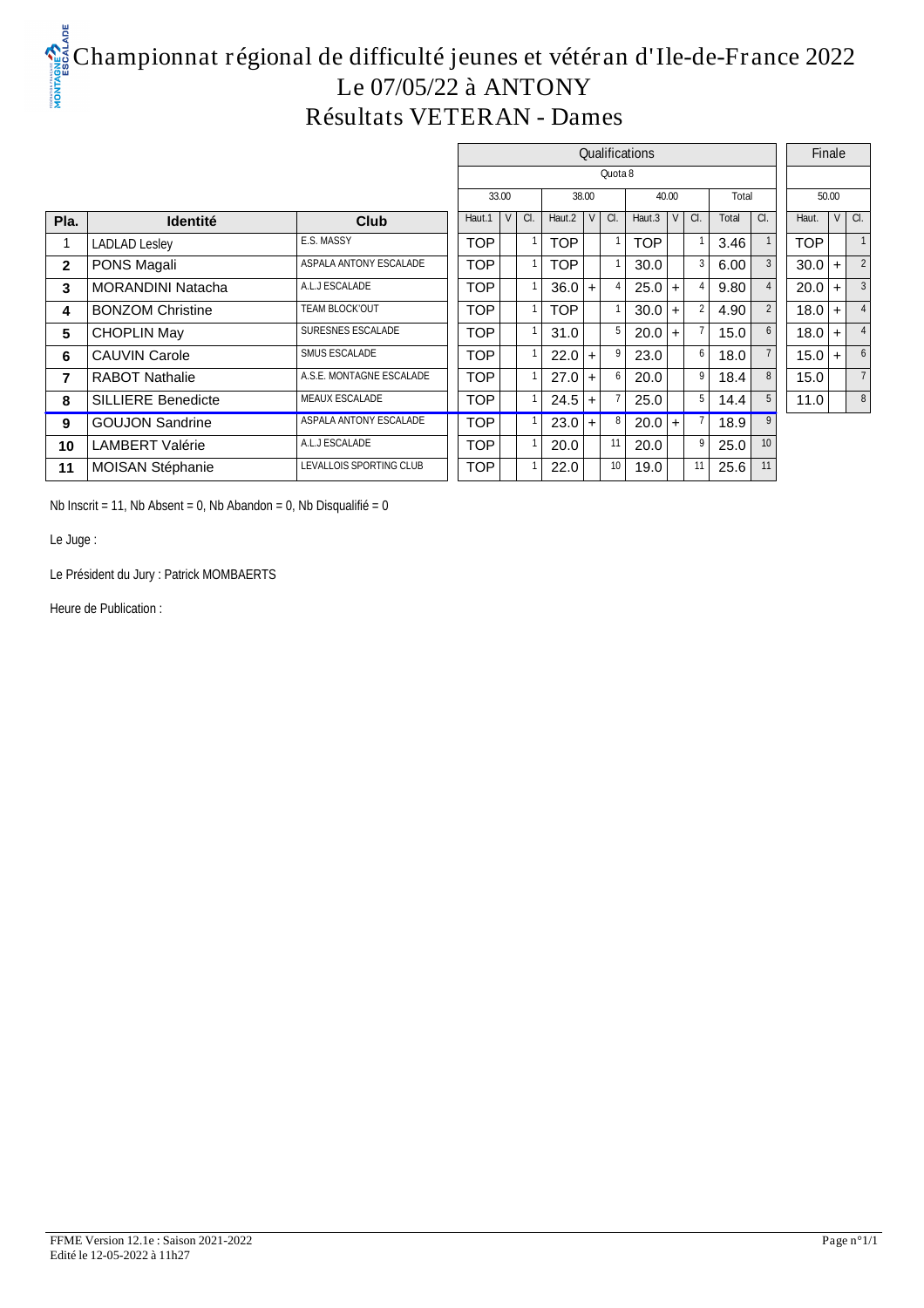# Championnat régional de difficulté jeunes et vétéran d'Ile-de-France 2022
## Le 07/05/22 à ANTONY
## Résultats VETERAN - Dames

| | | | Qualifications | | | | | | | | | | | Finale | | |
|---|---|---|---|---|---|---|---|---|---|---|---|---|---|---|---|---|
| | | | Quota 8 | | | | | | | | | | | | | |
| | | | 33.00 | | | 38.00 | | | 40.00 | | | Total | | 50.00 | | |
| **Pla.** | **Identité** | **Club** | Haut.1 | V | Cl. | Haut.2 | V | Cl. | Haut.3 | V | Cl. | Total | Cl. | Haut. | V | Cl. |
| 1 | LADLAD Lesley | E.S. MASSY | TOP | | 1 | TOP | | 1 | TOP | | 1 | 3.46 | 1 | TOP | | 1 |
| 2 | PONS Magali | ASPALA ANTONY ESCALADE | TOP | | 1 | TOP | | 1 | 30.0 | | 3 | 6.00 | 3 | 30.0 | + | 2 |
| 3 | MORANDINI Natacha | A.L.J ESCALADE | TOP | | 1 | 36.0 | + | 4 | 25.0 | + | 4 | 9.80 | 4 | 20.0 | + | 3 |
| 4 | BONZOM Christine | TEAM BLOCK'OUT | TOP | | 1 | TOP | | 1 | 30.0 | + | 2 | 4.90 | 2 | 18.0 | + | 4 |
| 5 | CHOPLIN May | SURESNES ESCALADE | TOP | | 1 | 31.0 | | 5 | 20.0 | + | 7 | 15.0 | 6 | 18.0 | + | 4 |
| 6 | CAUVIN Carole | SMUS ESCALADE | TOP | | 1 | 22.0 | + | 9 | 23.0 | | 6 | 18.0 | 7 | 15.0 | + | 6 |
| 7 | RABOT Nathalie | A.S.E. MONTAGNE ESCALADE | TOP | | 1 | 27.0 | + | 6 | 20.0 | | 9 | 18.4 | 8 | 15.0 | | 7 |
| 8 | SILLIERE Benedicte | MEAUX ESCALADE | TOP | | 1 | 24.5 | + | 7 | 25.0 | | 5 | 14.4 | 5 | 11.0 | | 8 |
| 9 | GOUJON Sandrine | ASPALA ANTONY ESCALADE | TOP | | 1 | 23.0 | + | 8 | 20.0 | + | 7 | 18.9 | 9 | | | |
| 10 | LAMBERT Valérie | A.L.J ESCALADE | TOP | | 1 | 20.0 | | 11 | 20.0 | | 9 | 25.0 | 10 | | | |
| 11 | MOISAN Stéphanie | LEVALLOIS SPORTING CLUB | TOP | | 1 | 22.0 | | 10 | 19.0 | | 11 | 25.6 | 11 | | | |

Nb Inscrit = 11, Nb Absent = 0, Nb Abandon = 0, Nb Disqualifié = 0

Le Juge :

Le Président du Jury : Patrick MOMBAERTS

Heure de Publication :

FFME Version 12.1e : Saison 2021-2022
Edité le 12-05-2022 à 11h27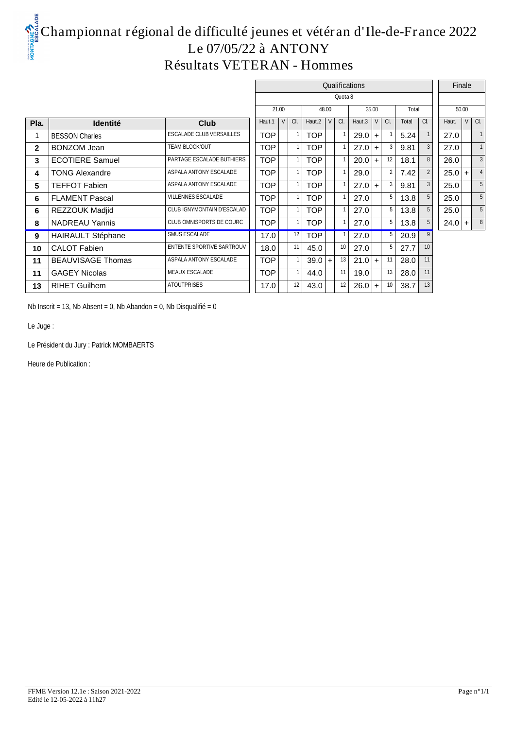# Championnat régional de difficulté jeunes et vétéran d'Ile-de-France 2022

## Le 07/05/22 à ANTONY

## Résultats VETERAN - Hommes

| | | | Qualifications | | | | | | | | | | | Finale | | |
|---|---|---|---|---|---|---|---|---|---|---|---|---|---|---|---|---|
| | | | Quota 8 | | | | | | | | | | | | | |
| | | | 21.00 | | | 48.00 | | | 35.00 | | | Total | | 50.00 | | |
| **Pla.** | **Identité** | **Club** | Haut.1 | V | Cl. | Haut.2 | V | Cl. | Haut.3 | V | Cl. | Total | Cl. | Haut. | V | Cl. |
| 1 | BESSON Charles | ESCALADE CLUB VERSAILLES | TOP | | 1 | TOP | | 1 | 29.0 | + | 1 | 5.24 | 1 | 27.0 | | 1 |
| 2 | BONZOM Jean | TEAM BLOCK'OUT | TOP | | 1 | TOP | | 1 | 27.0 | + | 3 | 9.81 | 3 | 27.0 | | 1 |
| 3 | ECOTIERE Samuel | PARTAGE ESCALADE BUTHIERS | TOP | | 1 | TOP | | 1 | 20.0 | + | 12 | 18.1 | 8 | 26.0 | | 3 |
| 4 | TONG Alexandre | ASPALA ANTONY ESCALADE | TOP | | 1 | TOP | | 1 | 29.0 | | 2 | 7.42 | 2 | 25.0 | + | 4 |
| 5 | TEFFOT Fabien | ASPALA ANTONY ESCALADE | TOP | | 1 | TOP | | 1 | 27.0 | + | 3 | 9.81 | 3 | 25.0 | | 5 |
| 6 | FLAMENT Pascal | VILLENNES ESCALADE | TOP | | 1 | TOP | | 1 | 27.0 | | 5 | 13.8 | 5 | 25.0 | | 5 |
| 6 | REZZOUK Madjid | CLUB IGNYMONTAIN D'ESCALAD | TOP | | 1 | TOP | | 1 | 27.0 | | 5 | 13.8 | 5 | 25.0 | | 5 |
| 8 | NADREAU Yannis | CLUB OMNISPORTS DE COURC | TOP | | 1 | TOP | | 1 | 27.0 | | 5 | 13.8 | 5 | 24.0 | + | 8 |
| 9 | HAIRAULT Stéphane | SMUS ESCALADE | 17.0 | | 12 | TOP | | 1 | 27.0 | | 5 | 20.9 | 9 | | | |
| 10 | CALOT Fabien | ENTENTE SPORTIVE SARTROUV | 18.0 | | 11 | 45.0 | | 10 | 27.0 | | 5 | 27.7 | 10 | | | |
| 11 | BEAUVISAGE Thomas | ASPALA ANTONY ESCALADE | TOP | | 1 | 39.0 | + | 13 | 21.0 | + | 11 | 28.0 | 11 | | | |
| 11 | GAGEY Nicolas | MEAUX ESCALADE | TOP | | 1 | 44.0 | | 11 | 19.0 | | 13 | 28.0 | 11 | | | |
| 13 | RIHET Guilhem | ATOUTPRISES | 17.0 | | 12 | 43.0 | | 12 | 26.0 | + | 10 | 38.7 | 13 | | | |

Nb Inscrit = 13, Nb Absent = 0, Nb Abandon = 0, Nb Disqualifié = 0

Le Juge :

Le Président du Jury : Patrick MOMBAERTS

Heure de Publication :

FFME Version 12.1e : Saison 2021-2022
Edité le 12-05-2022 à 11h27